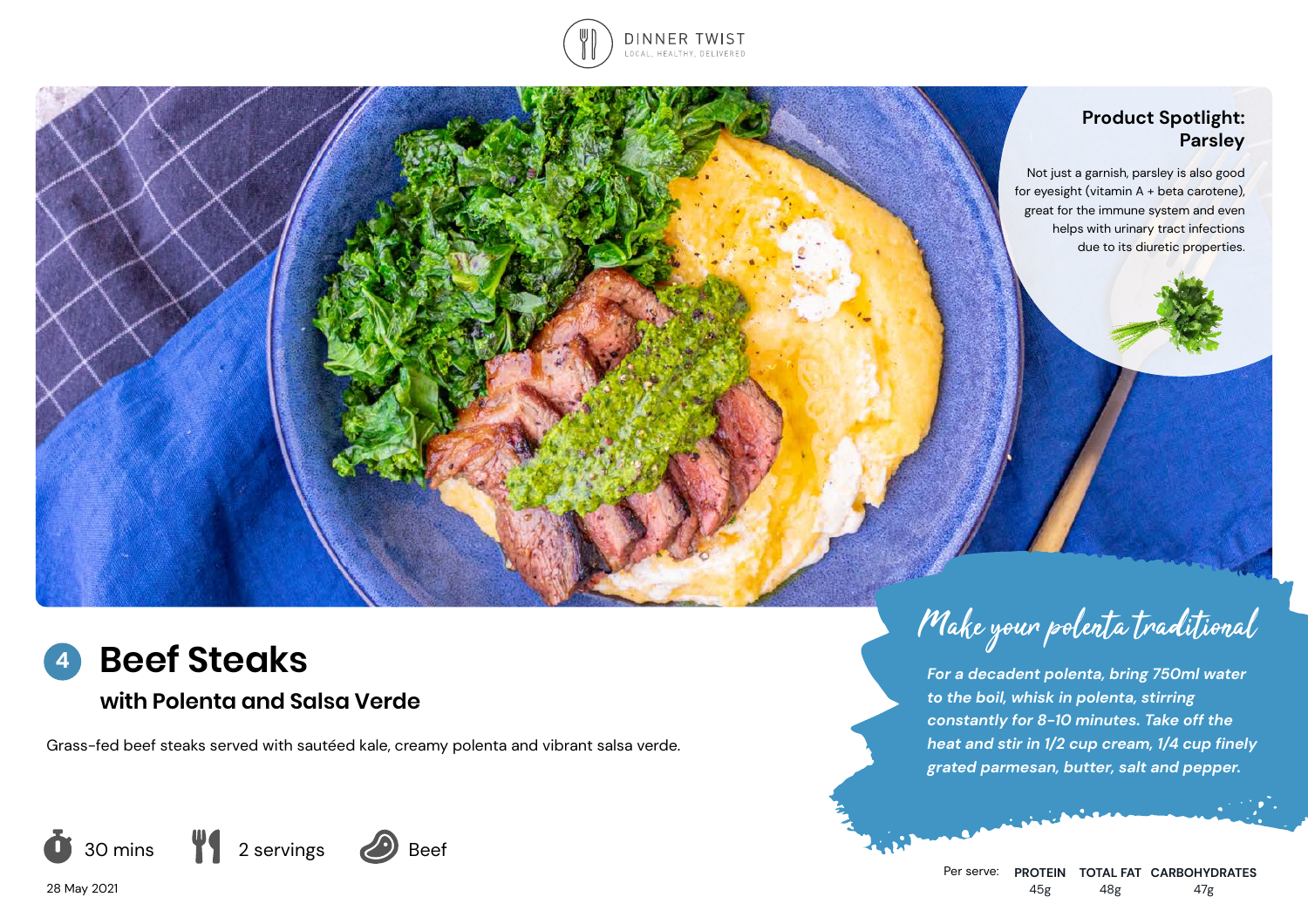DINNER TWIST
LOCAL, HEALTHY, DELIVERED

### Product Spotlight: Parsley

Not just a garnish, parsley is also good for eyesight (vitamin A + beta carotene), great for the immune system and even helps with urinary tract infections due to its diuretic properties.

# 4 Beef Steaks

## with Polenta and Salsa Verde

Grass-fed beef steaks served with sautéed kale, creamy polenta and vibrant salsa verde.

30 mins | 2 servings | Beef

28 May 2021

### Make your polenta traditional

*For a decadent polenta, bring 750ml water to the boil, whisk in polenta, stirring constantly for 8-10 minutes. Take off the heat and stir in 1/2 cup cream, 1/4 cup finely grated parmesan, butter, salt and pepper.*

| Per serve: | PROTEIN | TOTAL FAT | CARBOHYDRATES |
|---|---|---|---|
| | 45g | 48g | 47g |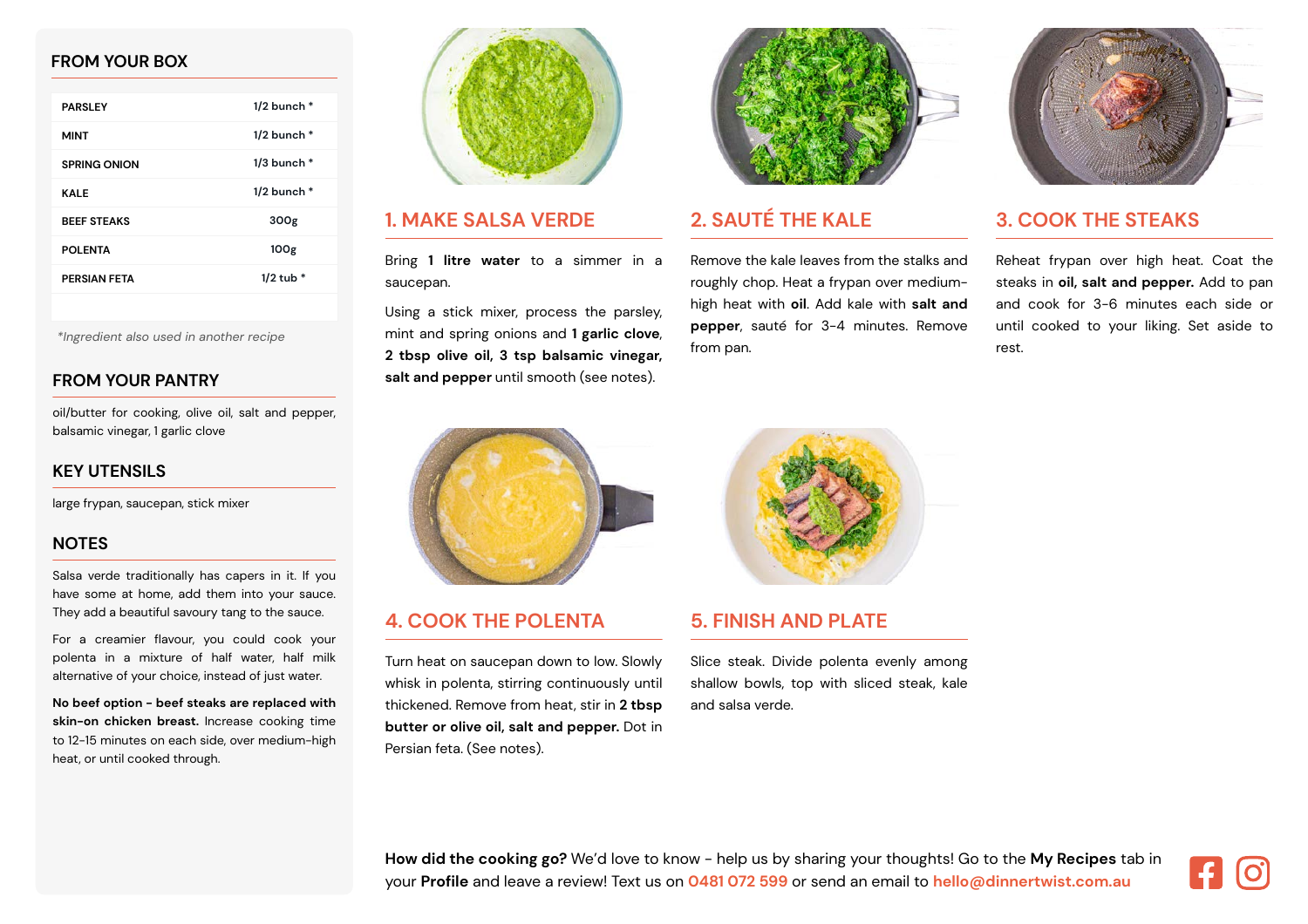## FROM YOUR BOX

| | |
|---|---|
| PARSLEY | 1/2 bunch * |
| MINT | 1/2 bunch * |
| SPRING ONION | 1/3 bunch * |
| KALE | 1/2 bunch * |
| BEEF STEAKS | 300g |
| POLENTA | 100g |
| PERSIAN FETA | 1/2 tub * |

*\*Ingredient also used in another recipe*

## FROM YOUR PANTRY

oil/butter for cooking, olive oil, salt and pepper, balsamic vinegar, 1 garlic clove

## KEY UTENSILS

large frypan, saucepan, stick mixer

## NOTES

Salsa verde traditionally has capers in it. If you have some at home, add them into your sauce. They add a beautiful savoury tang to the sauce.

For a creamier flavour, you could cook your polenta in a mixture of half water, half milk alternative of your choice, instead of just water.

**No beef option - beef steaks are replaced with skin-on chicken breast.** Increase cooking time to 12-15 minutes on each side, over medium-high heat, or until cooked through.

## 1. MAKE SALSA VERDE

Bring **1 litre water** to a simmer in a saucepan.

Using a stick mixer, process the parsley, mint and spring onions and **1 garlic clove**, **2 tbsp olive oil, 3 tsp balsamic vinegar, salt and pepper** until smooth (see notes).

## 2. SAUTÉ THE KALE

Remove the kale leaves from the stalks and roughly chop. Heat a frypan over medium-high heat with **oil**. Add kale with **salt and pepper**, sauté for 3-4 minutes. Remove from pan.

## 3. COOK THE STEAKS

Reheat frypan over high heat. Coat the steaks in **oil, salt and pepper.** Add to pan and cook for 3-6 minutes each side or until cooked to your liking. Set aside to rest.

## 4. COOK THE POLENTA

Turn heat on saucepan down to low. Slowly whisk in polenta, stirring continuously until thickened. Remove from heat, stir in **2 tbsp butter or olive oil, salt and pepper.** Dot in Persian feta. (See notes).

## 5. FINISH AND PLATE

Slice steak. Divide polenta evenly among shallow bowls, top with sliced steak, kale and salsa verde.

**How did the cooking go?** We'd love to know - help us by sharing your thoughts! Go to the **My Recipes** tab in your **Profile** and leave a review! Text us on 0481 072 599 or send an email to hello@dinnertwist.com.au